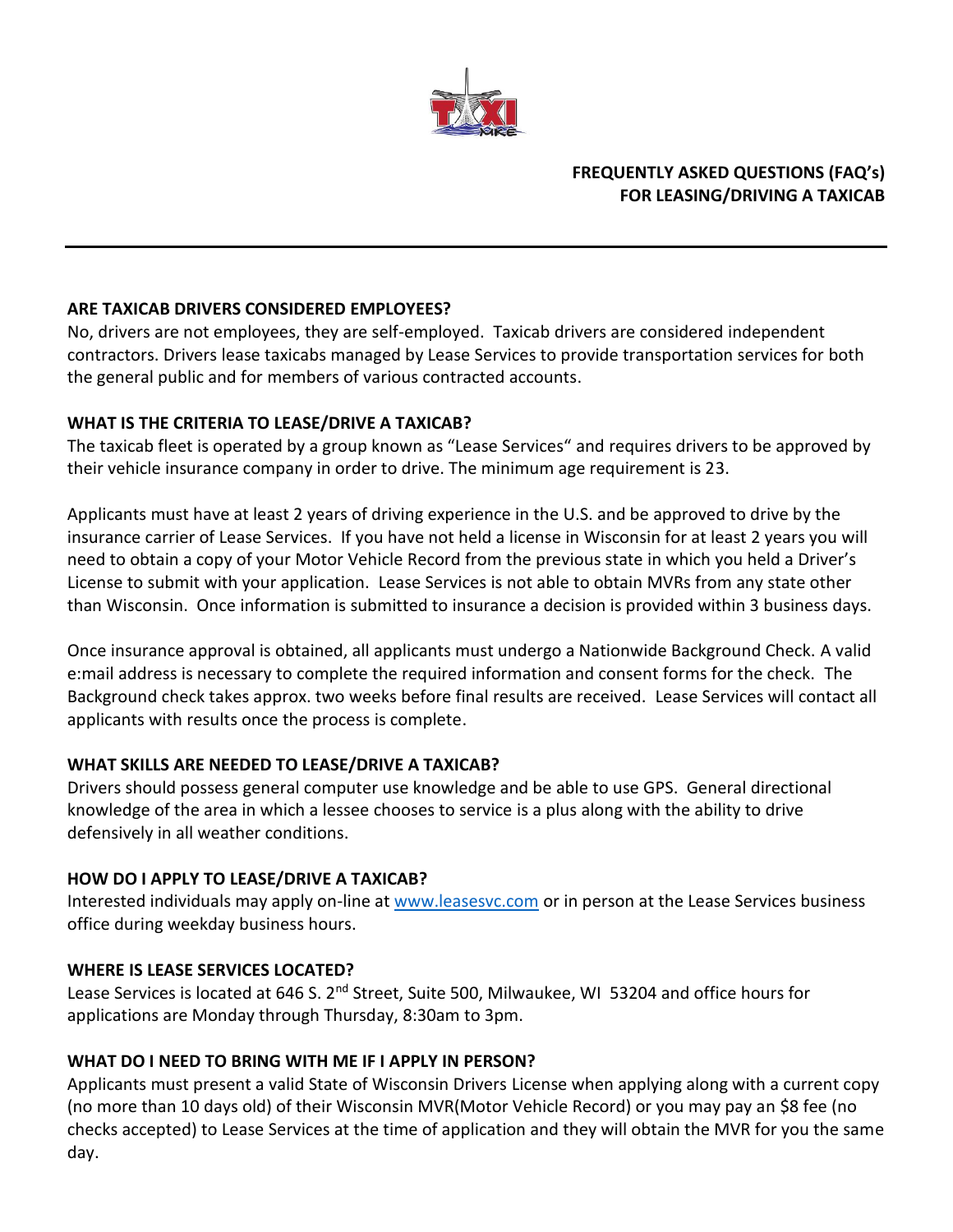# FREQUENTLY ASKED QUESTIONS (FAQ's) FOR LEASING/DRIVING A TAXICAB

---

**ARE TAXICAB DRIVERS CONSIDERED EMPLOYEES?**

No, drivers are not employees, they are self-employed. Taxicab drivers are considered independent contractors. Drivers lease taxicabs managed by Lease Services to provide transportation services for both the general public and for members of various contracted accounts.

**WHAT IS THE CRITERIA TO LEASE/DRIVE A TAXICAB?**

The taxicab fleet is operated by a group known as "Lease Services" and requires drivers to be approved by their vehicle insurance company in order to drive. The minimum age requirement is 23.

Applicants must have at least 2 years of driving experience in the U.S. and be approved to drive by the insurance carrier of Lease Services. If you have not held a license in Wisconsin for at least 2 years you will need to obtain a copy of your Motor Vehicle Record from the previous state in which you held a Driver's License to submit with your application. Lease Services is not able to obtain MVRs from any state other than Wisconsin. Once information is submitted to insurance a decision is provided within 3 business days.

Once insurance approval is obtained, all applicants must undergo a Nationwide Background Check. A valid e:mail address is necessary to complete the required information and consent forms for the check. The Background check takes approx. two weeks before final results are received. Lease Services will contact all applicants with results once the process is complete.

**WHAT SKILLS ARE NEEDED TO LEASE/DRIVE A TAXICAB?**

Drivers should possess general computer use knowledge and be able to use GPS. General directional knowledge of the area in which a lessee chooses to service is a plus along with the ability to drive defensively in all weather conditions.

**HOW DO I APPLY TO LEASE/DRIVE A TAXICAB?**

Interested individuals may apply on-line at [www.leasesvc.com](http://www.leasesvc.com) or in person at the Lease Services business office during weekday business hours.

**WHERE IS LEASE SERVICES LOCATED?**

Lease Services is located at 646 S. 2nd Street, Suite 500, Milwaukee, WI 53204 and office hours for applications are Monday through Thursday, 8:30am to 3pm.

**WHAT DO I NEED TO BRING WITH ME IF I APPLY IN PERSON?**

Applicants must present a valid State of Wisconsin Drivers License when applying along with a current copy (no more than 10 days old) of their Wisconsin MVR(Motor Vehicle Record) or you may pay an $8 fee (no checks accepted) to Lease Services at the time of application and they will obtain the MVR for you the same day.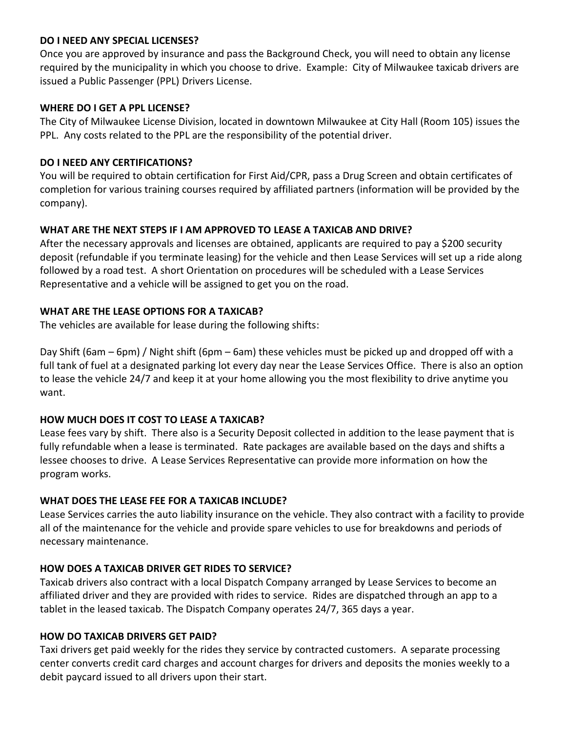**DO I NEED ANY SPECIAL LICENSES?**
Once you are approved by insurance and pass the Background Check, you will need to obtain any license required by the municipality in which you choose to drive. Example: City of Milwaukee taxicab drivers are issued a Public Passenger (PPL) Drivers License.

**WHERE DO I GET A PPL LICENSE?**
The City of Milwaukee License Division, located in downtown Milwaukee at City Hall (Room 105) issues the PPL. Any costs related to the PPL are the responsibility of the potential driver.

**DO I NEED ANY CERTIFICATIONS?**
You will be required to obtain certification for First Aid/CPR, pass a Drug Screen and obtain certificates of completion for various training courses required by affiliated partners (information will be provided by the company).

**WHAT ARE THE NEXT STEPS IF I AM APPROVED TO LEASE A TAXICAB AND DRIVE?**
After the necessary approvals and licenses are obtained, applicants are required to pay a $200 security deposit (refundable if you terminate leasing) for the vehicle and then Lease Services will set up a ride along followed by a road test. A short Orientation on procedures will be scheduled with a Lease Services Representative and a vehicle will be assigned to get you on the road.

**WHAT ARE THE LEASE OPTIONS FOR A TAXICAB?**
The vehicles are available for lease during the following shifts:

Day Shift (6am – 6pm) / Night shift (6pm – 6am) these vehicles must be picked up and dropped off with a full tank of fuel at a designated parking lot every day near the Lease Services Office. There is also an option to lease the vehicle 24/7 and keep it at your home allowing you the most flexibility to drive anytime you want.

**HOW MUCH DOES IT COST TO LEASE A TAXICAB?**
Lease fees vary by shift. There also is a Security Deposit collected in addition to the lease payment that is fully refundable when a lease is terminated. Rate packages are available based on the days and shifts a lessee chooses to drive. A Lease Services Representative can provide more information on how the program works.

**WHAT DOES THE LEASE FEE FOR A TAXICAB INCLUDE?**
Lease Services carries the auto liability insurance on the vehicle. They also contract with a facility to provide all of the maintenance for the vehicle and provide spare vehicles to use for breakdowns and periods of necessary maintenance.

**HOW DOES A TAXICAB DRIVER GET RIDES TO SERVICE?**
Taxicab drivers also contract with a local Dispatch Company arranged by Lease Services to become an affiliated driver and they are provided with rides to service. Rides are dispatched through an app to a tablet in the leased taxicab. The Dispatch Company operates 24/7, 365 days a year.

**HOW DO TAXICAB DRIVERS GET PAID?**
Taxi drivers get paid weekly for the rides they service by contracted customers. A separate processing center converts credit card charges and account charges for drivers and deposits the monies weekly to a debit paycard issued to all drivers upon their start.